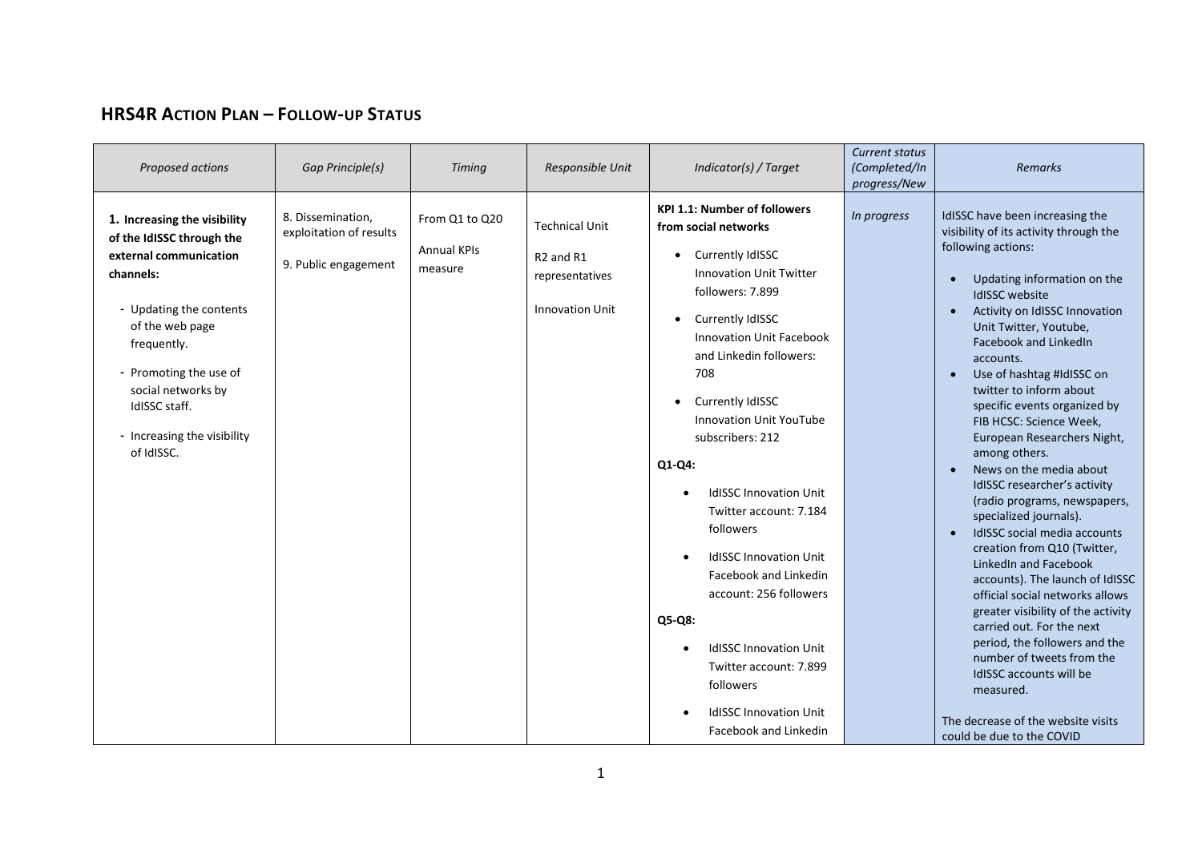# HRS4R Action Plan – Follow-up Status

| *Proposed actions* | *Gap Principle(s)* | *Timing* | *Responsible Unit* | *Indicator(s) / Target* | *Current status (Completed/In progress/New* | *Remarks* |
|---|---|---|---|---|---|---|
| **1. Increasing the visibility of the IdISSC through the external communication channels:**<br><br>- Updating the contents of the web page frequently.<br>- Promoting the use of social networks by IdISSC staff.<br>- Increasing the visibility of IdISSC. | 8. Dissemination, exploitation of results<br><br>9. Public engagement | From Q1 to Q20<br><br>Annual KPIs measure | Technical Unit<br><br>R2 and R1 representatives<br><br>Innovation Unit | **KPI 1.1: Number of followers from social networks**<br><br>• Currently IdISSC Innovation Unit Twitter followers: 7.899<br>• Currently IdISSC Innovation Unit Facebook and Linkedin followers: 708<br>• Currently IdISSC Innovation Unit YouTube subscribers: 212<br><br>**Q1-Q4:**<br><br>• IdISSC Innovation Unit Twitter account: 7.184 followers<br>• IdISSC Innovation Unit Facebook and Linkedin account: 256 followers<br><br>**Q5-Q8:**<br><br>• IdISSC Innovation Unit Twitter account: 7.899 followers<br>• IdISSC Innovation Unit Facebook and Linkedin | *In progress* | IdISSC have been increasing the visibility of its activity through the following actions:<br><br>• Updating information on the IdISSC website<br>• Activity on IdISSC Innovation Unit Twitter, Youtube, Facebook and LinkedIn accounts.<br>• Use of hashtag #IdISSC on twitter to inform about specific events organized by FIB HCSC: Science Week, European Researchers Night, among others.<br>• News on the media about IdISSC researcher's activity (radio programs, newspapers, specialized journals).<br>• IdISSC social media accounts creation from Q10 (Twitter, LinkedIn and Facebook accounts). The launch of IdISSC official social networks allows greater visibility of the activity carried out. For the next period, the followers and the number of tweets from the IdISSC accounts will be measured.<br><br>The decrease of the website visits could be due to the COVID |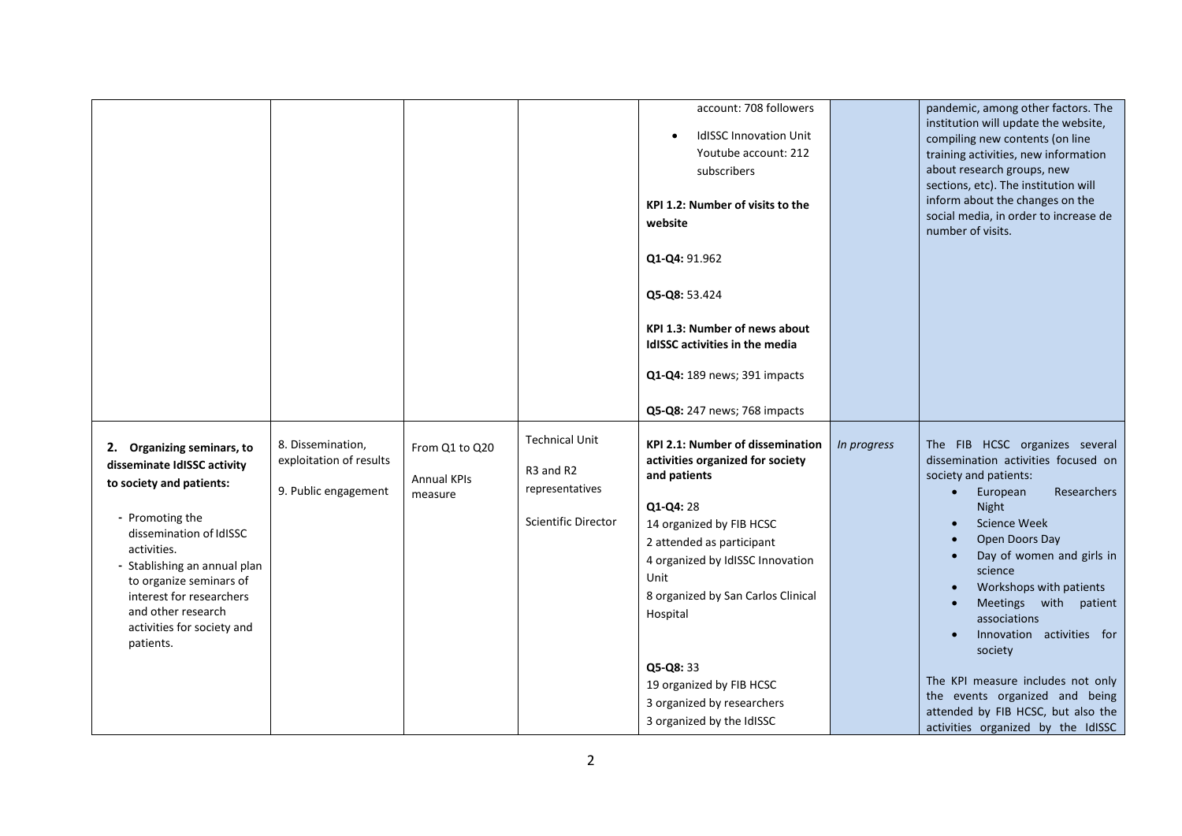| | | | | | | |
|---|---|---|---|---|---|---|
| | | | | account: 708 followers<br>• IdISSC Innovation Unit Youtube account: 212 subscribers<br><br>**KPI 1.2: Number of visits to the website**<br><br>**Q1-Q4:** 91.962<br><br>**Q5-Q8:** 53.424<br><br>**KPI 1.3: Number of news about IdISSC activities in the media**<br><br>**Q1-Q4:** 189 news; 391 impacts<br><br>**Q5-Q8:** 247 news; 768 impacts | | pandemic, among other factors. The institution will update the website, compiling new contents (on line training activities, new information about research groups, new sections, etc). The institution will inform about the changes on the social media, in order to increase de number of visits. |
| **2. Organizing seminars, to disseminate IdISSC activity to society and patients:**<br><br>- Promoting the dissemination of IdISSC activities.<br>- Stablishing an annual plan to organize seminars of interest for researchers and other research activities for society and patients. | 8. Dissemination, exploitation of results<br><br>9. Public engagement | From Q1 to Q20<br><br>Annual KPIs measure | Technical Unit<br><br>R3 and R2 representatives<br><br>Scientific Director | **KPI 2.1: Number of dissemination activities organized for society and patients**<br><br>**Q1-Q4:** 28<br>14 organized by FIB HCSC<br>2 attended as participant<br>4 organized by IdISSC Innovation Unit<br>8 organized by San Carlos Clinical Hospital<br><br>**Q5-Q8:** 33<br>19 organized by FIB HCSC<br>3 organized by researchers<br>3 organized by the IdISSC | *In progress* | The FIB HCSC organizes several dissemination activities focused on society and patients:<br>• European Researchers Night<br>• Science Week<br>• Open Doors Day<br>• Day of women and girls in science<br>• Workshops with patients<br>• Meetings with patient associations<br>• Innovation activities for society<br><br>The KPI measure includes not only the events organized and being attended by FIB HCSC, but also the activities organized by the IdISSC |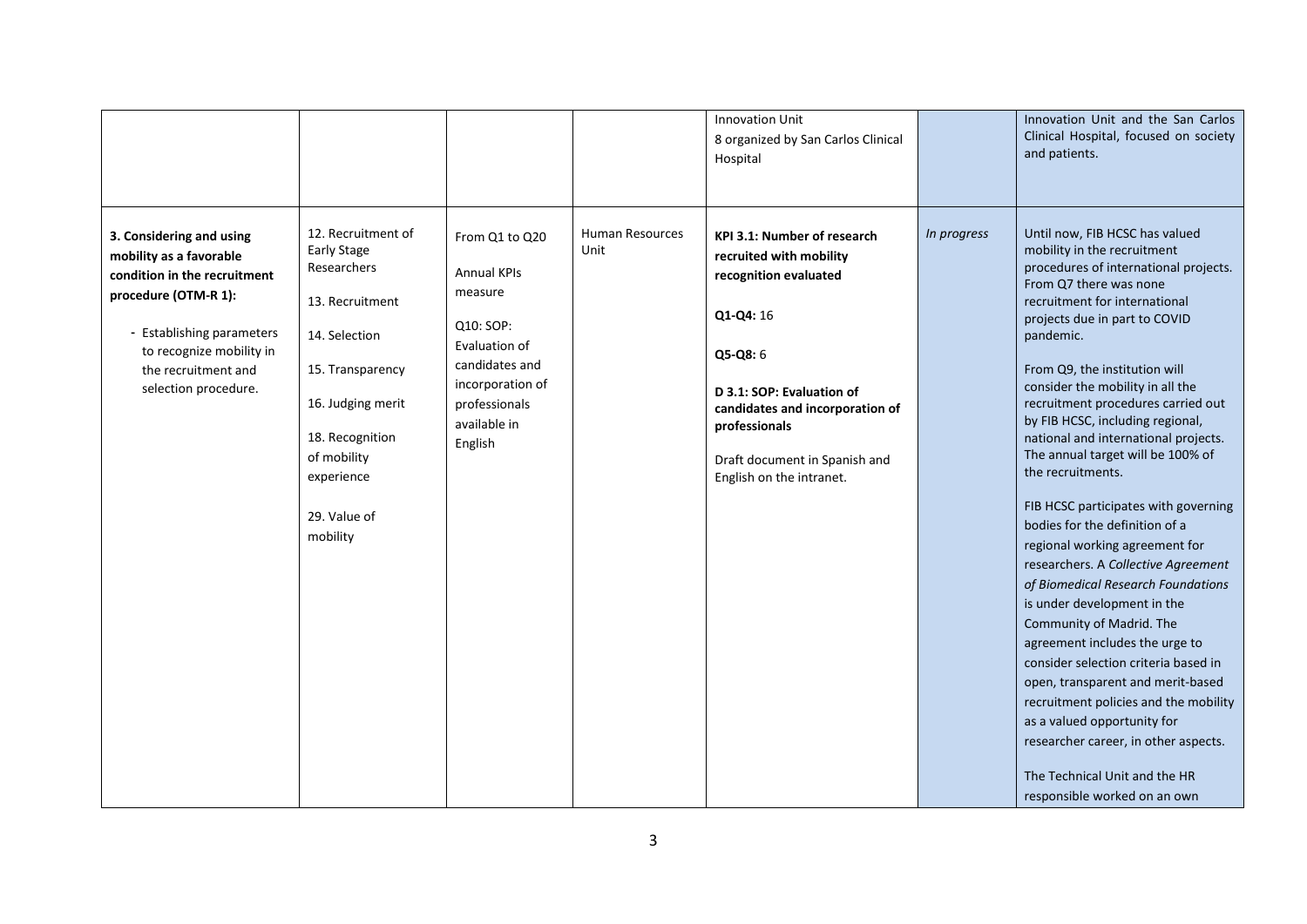| | | | | | | |
|---|---|---|---|---|---|---|
| | | | | Innovation Unit<br>8 organized by San Carlos Clinical Hospital | | Innovation Unit and the San Carlos Clinical Hospital, focused on society and patients. |
| **3. Considering and using mobility as a favorable condition in the recruitment procedure (OTM-R 1):**<br>- Establishing parameters to recognize mobility in the recruitment and selection procedure. | 12. Recruitment of Early Stage Researchers<br>13. Recruitment<br>14. Selection<br>15. Transparency<br>16. Judging merit<br>18. Recognition of mobility experience<br>29. Value of mobility | From Q1 to Q20<br>Annual KPIs measure<br>Q10: SOP: Evaluation of candidates and incorporation of professionals available in English | Human Resources Unit | **KPI 3.1: Number of research recruited with mobility recognition evaluated**<br>**Q1-Q4:** 16<br>**Q5-Q8:** 6<br>**D 3.1: SOP: Evaluation of candidates and incorporation of professionals**<br>Draft document in Spanish and English on the intranet. | *In progress* | Until now, FIB HCSC has valued mobility in the recruitment procedures of international projects. From Q7 there was none recruitment for international projects due in part to COVID pandemic.<br>From Q9, the institution will consider the mobility in all the recruitment procedures carried out by FIB HCSC, including regional, national and international projects. The annual target will be 100% of the recruitments.<br>FIB HCSC participates with governing bodies for the definition of a regional working agreement for researchers. A *Collective Agreement of Biomedical Research Foundations* is under development in the Community of Madrid. The agreement includes the urge to consider selection criteria based in open, transparent and merit-based recruitment policies and the mobility as a valued opportunity for researcher career, in other aspects.<br>The Technical Unit and the HR responsible worked on an own |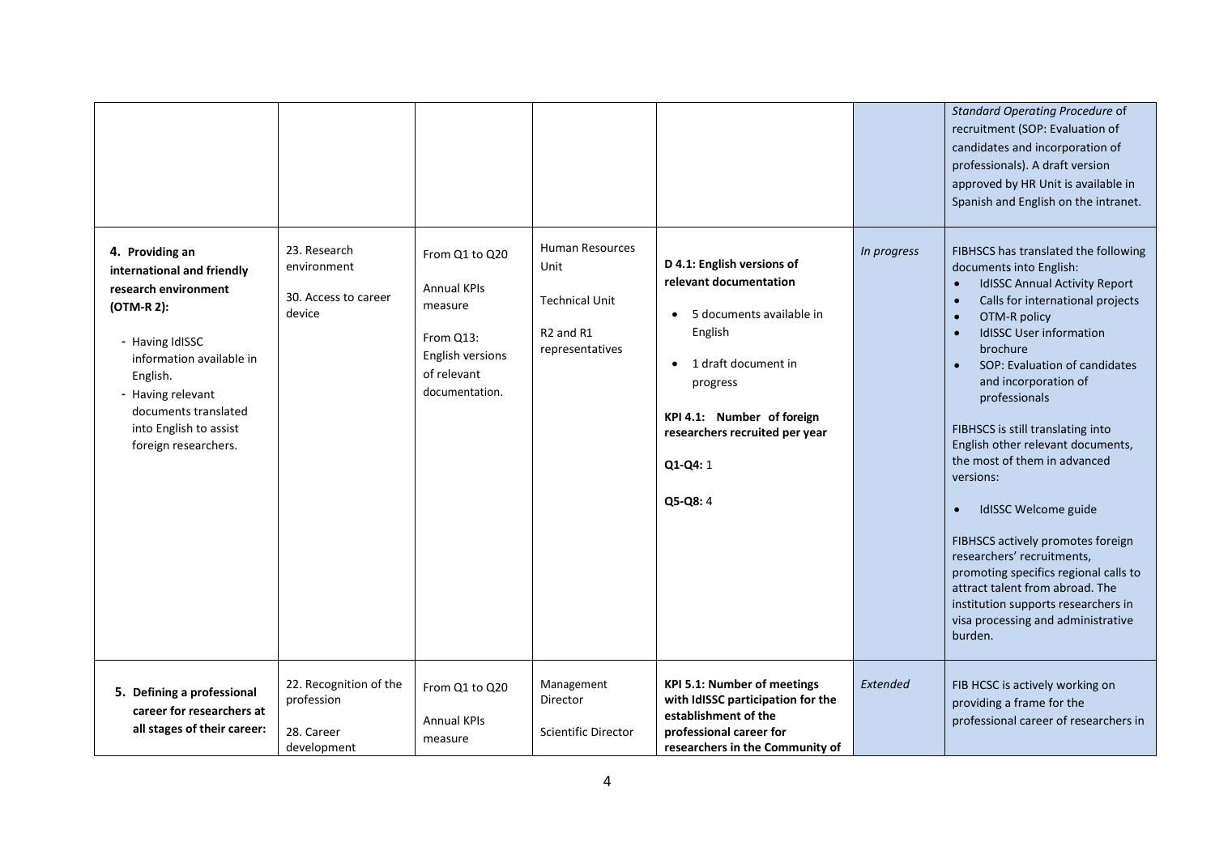|  |  |  |  |  |  |  |
|---|---|---|---|---|---|---|
|  |  |  |  |  |  | *Standard Operating Procedure* of recruitment (SOP: Evaluation of candidates and incorporation of professionals). A draft version approved by HR Unit is available in Spanish and English on the intranet. |
| **4. Providing an international and friendly research environment (OTM-R 2):**<br>- Having IdISSC information available in English.<br>- Having relevant documents translated into English to assist foreign researchers. | 23. Research environment<br><br>30. Access to career device | From Q1 to Q20<br><br>Annual KPIs measure<br><br>From Q13: English versions of relevant documentation. | Human Resources Unit<br><br>Technical Unit<br><br>R2 and R1 representatives | **D 4.1: English versions of relevant documentation**<br>• 5 documents available in English<br>• 1 draft document in progress<br><br>**KPI 4.1: Number of foreign researchers recruited per year**<br><br>**Q1-Q4:** 1<br><br>**Q5-Q8:** 4 | *In progress* | FIBHSCS has translated the following documents into English:<br>• IdISSC Annual Activity Report<br>• Calls for international projects<br>• OTM-R policy<br>• IdISSC User information brochure<br>• SOP: Evaluation of candidates and incorporation of professionals<br><br>FIBHSCS is still translating into English other relevant documents, the most of them in advanced versions:<br>• IdISSC Welcome guide<br><br>FIBHSCS actively promotes foreign researchers' recruitments, promoting specifics regional calls to attract talent from abroad. The institution supports researchers in visa processing and administrative burden. |
| **5. Defining a professional career for researchers at all stages of their career:** | 22. Recognition of the profession<br><br>28. Career development | From Q1 to Q20<br><br>Annual KPIs measure | Management Director<br><br>Scientific Director | **KPI 5.1: Number of meetings with IdISSC participation for the establishment of the professional career for researchers in the Community of** | *Extended* | FIB HCSC is actively working on providing a frame for the professional career of researchers in |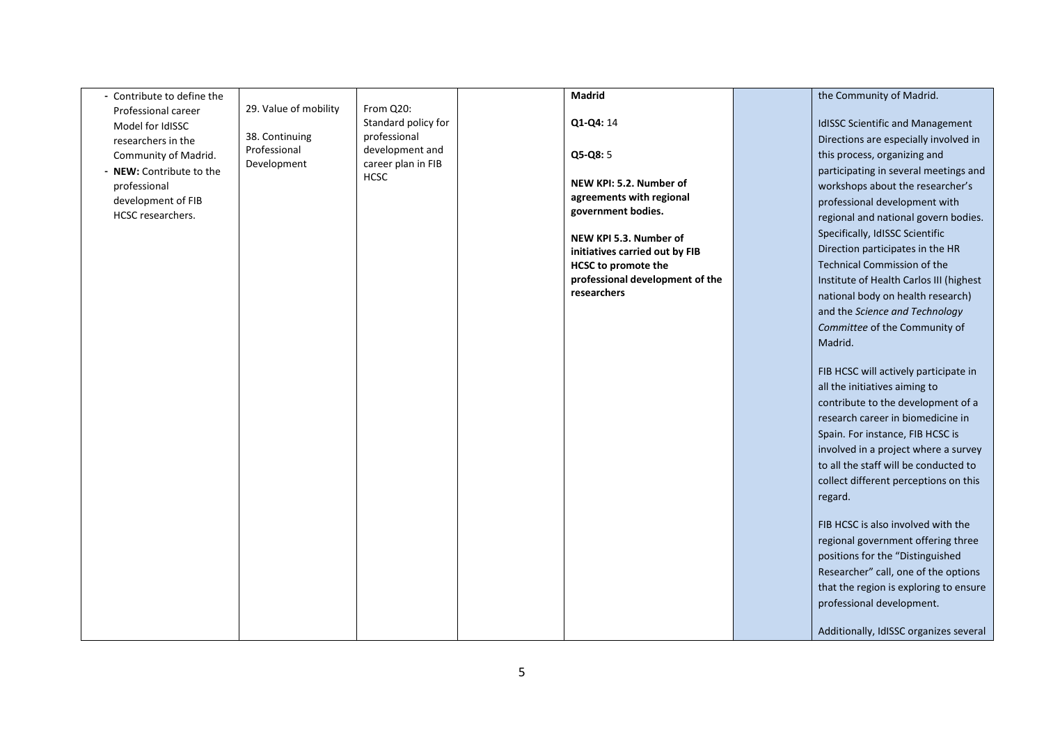| | | | | | | |
|---|---|---|---|---|---|---|
| - Contribute to define the Professional career Model for IdISSC researchers in the Community of Madrid.<br>- **NEW:** Contribute to the professional development of FIB HCSC researchers. | 29. Value of mobility<br><br>38. Continuing Professional Development | From Q20:<br>Standard policy for professional development and career plan in FIB HCSC | | **Madrid**<br><br>**Q1-Q4:** 14<br><br>**Q5-Q8:** 5<br><br>**NEW KPI: 5.2. Number of agreements with regional government bodies.**<br><br>**NEW KPI 5.3. Number of initiatives carried out by FIB HCSC to promote the professional development of the researchers** | | the Community of Madrid.<br><br>IdISSC Scientific and Management Directions are especially involved in this process, organizing and participating in several meetings and workshops about the researcher's professional development with regional and national govern bodies. Specifically, IdISSC Scientific Direction participates in the HR Technical Commission of the Institute of Health Carlos III (highest national body on health research) and the *Science and Technology Committee* of the Community of Madrid.<br><br>FIB HCSC will actively participate in all the initiatives aiming to contribute to the development of a research career in biomedicine in Spain. For instance, FIB HCSC is involved in a project where a survey to all the staff will be conducted to collect different perceptions on this regard.<br><br>FIB HCSC is also involved with the regional government offering three positions for the "Distinguished Researcher" call, one of the options that the region is exploring to ensure professional development.<br><br>Additionally, IdISSC organizes several |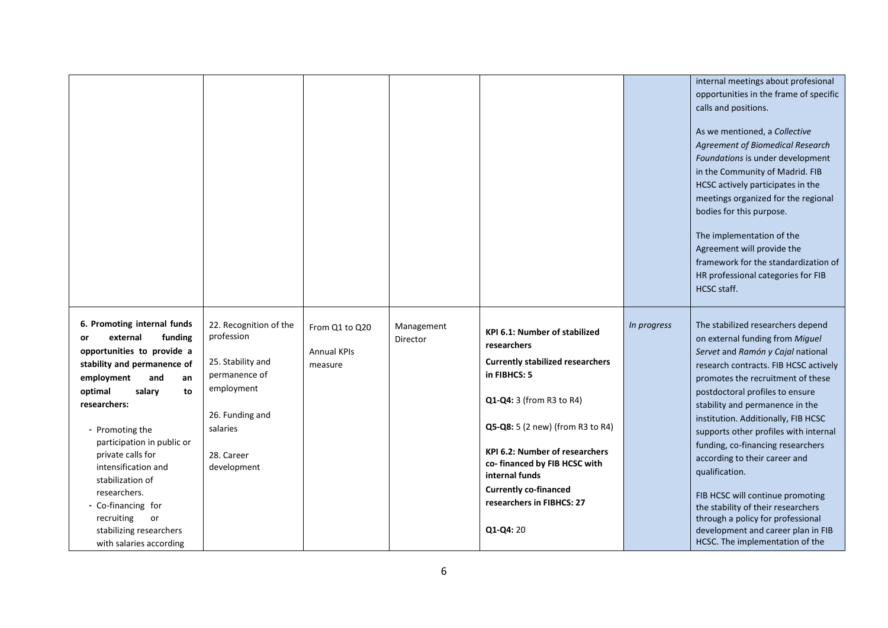| | | | | | | |
|---|---|---|---|---|---|---|
| | | | | | | internal meetings about profesional opportunities in the frame of specific calls and positions.<br><br>As we mentioned, a *Collective Agreement of Biomedical Research Foundations* is under development in the Community of Madrid. FIB HCSC actively participates in the meetings organized for the regional bodies for this purpose.<br><br>The implementation of the Agreement will provide the framework for the standardization of HR professional categories for FIB HCSC staff. |
| **6. Promoting internal funds or external funding opportunities to provide a stability and permanence of employment and an optimal salary to researchers:**<br><br>- Promoting the participation in public or private calls for intensification and stabilization of researchers.<br>- Co-financing for recruiting or stabilizing researchers with salaries according | 22. Recognition of the profession<br><br>25. Stability and permanence of employment<br><br>26. Funding and salaries<br><br>28. Career development | From Q1 to Q20<br><br>Annual KPIs measure | Management Director | **KPI 6.1: Number of stabilized researchers**<br><br>**Currently stabilized researchers in FIBHCS: 5**<br><br>**Q1-Q4:** 3 (from R3 to R4)<br><br>**Q5-Q8:** 5 (2 new) (from R3 to R4)<br><br>**KPI 6.2: Number of researchers co- financed by FIB HCSC with internal funds**<br><br>**Currently co-financed researchers in FIBHCS: 27**<br><br>**Q1-Q4:** 20 | *In progress* | The stabilized researchers depend on external funding from *Miguel Servet* and *Ramón y Cajal* national research contracts. FIB HCSC actively promotes the recruitment of these postdoctoral profiles to ensure stability and permanence in the institution. Additionally, FIB HCSC supports other profiles with internal funding, co-financing researchers according to their career and qualification.<br><br>FIB HCSC will continue promoting the stability of their researchers through a policy for professional development and career plan in FIB HCSC. The implementation of the |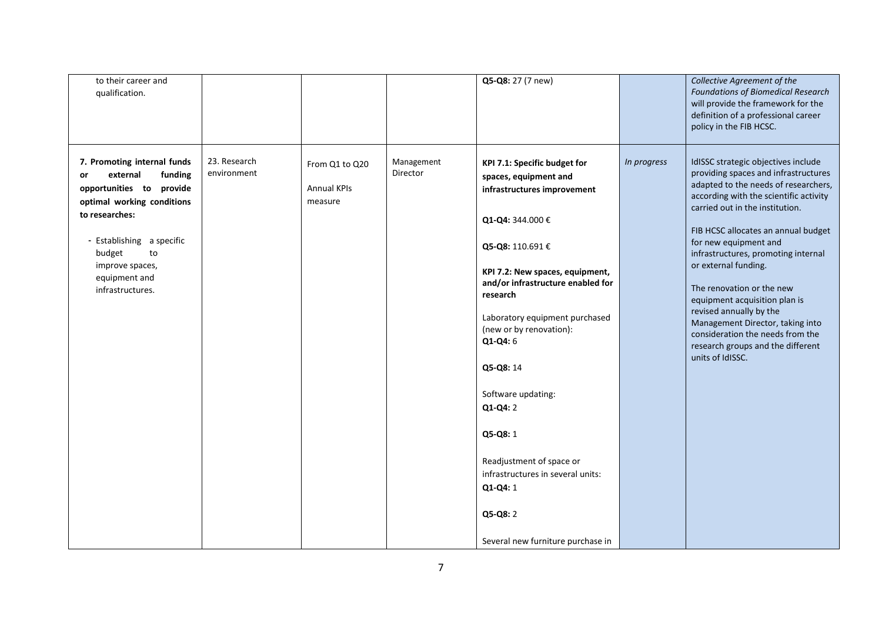| | | | | | | |
|---|---|---|---|---|---|---|
| to their career and qualification. | | | | **Q5-Q8:** 27 (7 new) | | *Collective Agreement of the Foundations of Biomedical Research will provide the framework for the definition of a professional career policy in the FIB HCSC.* |
| **7. Promoting internal funds or external funding opportunities to provide optimal working conditions to researches:**<br><br>- Establishing a specific budget to improve spaces, equipment and infrastructures. | 23. Research environment | From Q1 to Q20<br><br>Annual KPIs measure | Management Director | **KPI 7.1: Specific budget for spaces, equipment and infrastructures improvement**<br><br>**Q1-Q4:** 344.000 €<br><br>**Q5-Q8:** 110.691 €<br><br>**KPI 7.2: New spaces, equipment, and/or infrastructure enabled for research**<br><br>Laboratory equipment purchased (new or by renovation):<br>**Q1-Q4:** 6<br><br>**Q5-Q8:** 14<br><br>Software updating:<br>**Q1-Q4:** 2<br><br>**Q5-Q8:** 1<br><br>Readjustment of space or infrastructures in several units:<br>**Q1-Q4:** 1<br><br>**Q5-Q8:** 2<br><br>Several new furniture purchase in | *In progress* | IdISSC strategic objectives include providing spaces and infrastructures adapted to the needs of researchers, according with the scientific activity carried out in the institution.<br><br>FIB HCSC allocates an annual budget for new equipment and infrastructures, promoting internal or external funding.<br><br>The renovation or the new equipment acquisition plan is revised annually by the Management Director, taking into consideration the needs from the research groups and the different units of IdISSC. |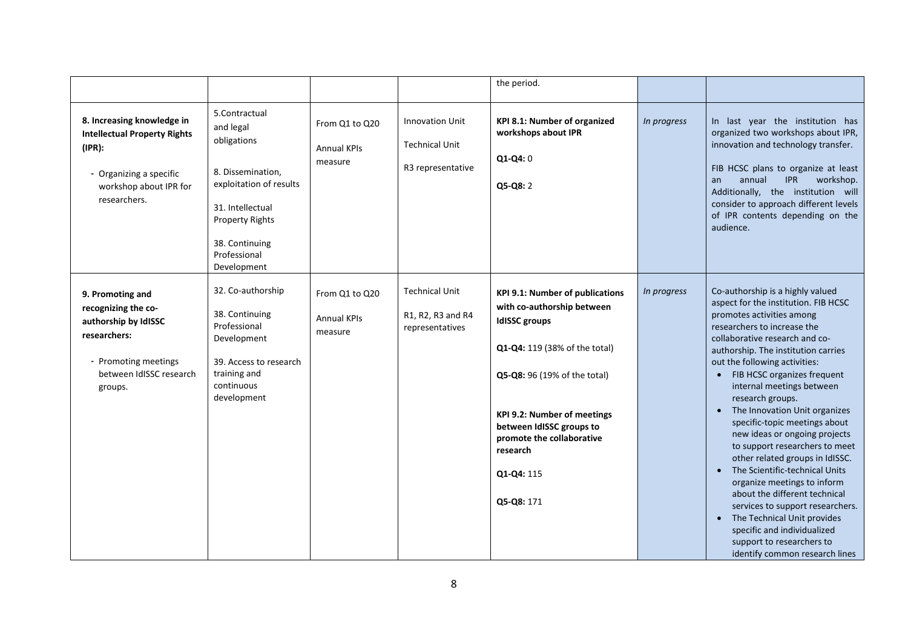| | | | | | | |
|---|---|---|---|---|---|---|
| | | | | the period. | | |
| **8. Increasing knowledge in Intellectual Property Rights (IPR):**<br><br>- Organizing a specific workshop about IPR for researchers. | 5.Contractual and legal obligations<br><br>8. Dissemination, exploitation of results<br><br>31. Intellectual Property Rights<br><br>38. Continuing Professional Development | From Q1 to Q20<br><br>Annual KPIs measure | Innovation Unit<br><br>Technical Unit<br><br>R3 representative | **KPI 8.1: Number of organized workshops about IPR**<br><br>**Q1-Q4:** 0<br><br>**Q5-Q8:** 2 | *In progress* | In last year the institution has organized two workshops about IPR, innovation and technology transfer.<br><br>FIB HCSC plans to organize at least an annual IPR workshop. Additionally, the institution will consider to approach different levels of IPR contents depending on the audience. |
| **9. Promoting and recognizing the co-authorship by IdISSC researchers:**<br><br>- Promoting meetings between IdISSC research groups. | 32. Co-authorship<br><br>38. Continuing Professional Development<br><br>39. Access to research training and continuous development | From Q1 to Q20<br><br>Annual KPIs measure | Technical Unit<br><br>R1, R2, R3 and R4 representatives | **KPI 9.1: Number of publications with co-authorship between IdISSC groups**<br><br>**Q1-Q4:** 119 (38% of the total)<br><br>**Q5-Q8:** 96 (19% of the total)<br><br>**KPI 9.2: Number of meetings between IdISSC groups to promote the collaborative research**<br><br>**Q1-Q4:** 115<br><br>**Q5-Q8:** 171 | *In progress* | Co-authorship is a highly valued aspect for the institution. FIB HCSC promotes activities among researchers to increase the collaborative research and co-authorship. The institution carries out the following activities:<br>• FIB HCSC organizes frequent internal meetings between research groups.<br>• The Innovation Unit organizes specific-topic meetings about new ideas or ongoing projects to support researchers to meet other related groups in IdISSC.<br>• The Scientific-technical Units organize meetings to inform about the different technical services to support researchers.<br>• The Technical Unit provides specific and individualized support to researchers to identify common research lines |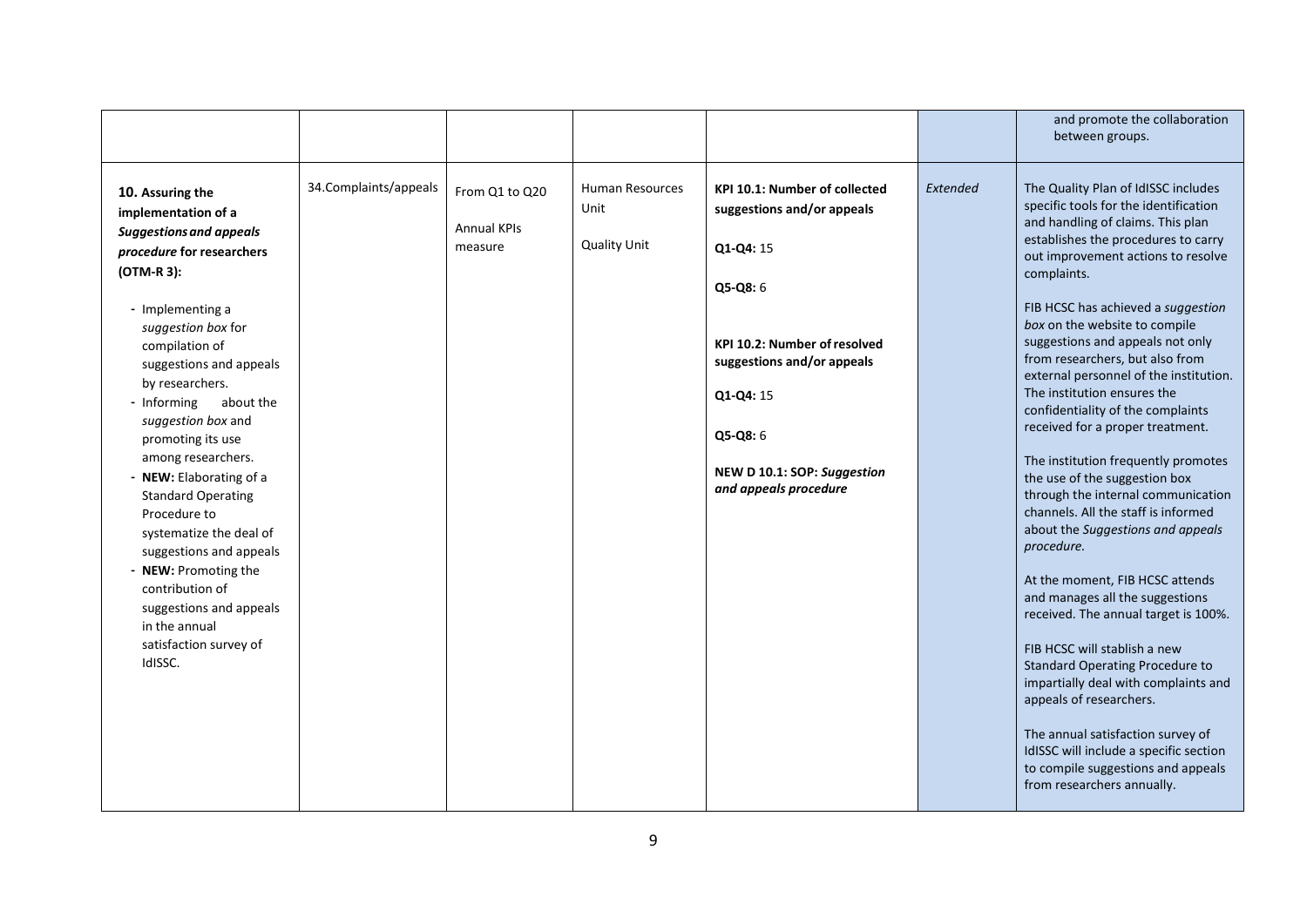| | | | | | | |
|---|---|---|---|---|---|---|
| | | | | | | and promote the collaboration between groups. |
| **10. Assuring the implementation of a *Suggestions and appeals procedure* for researchers (OTM-R 3):**<br><br>- Implementing a *suggestion box* for compilation of suggestions and appeals by researchers.<br>- Informing about the *suggestion box* and promoting its use among researchers.<br>- **NEW:** Elaborating of a Standard Operating Procedure to systematize the deal of suggestions and appeals<br>- **NEW:** Promoting the contribution of suggestions and appeals in the annual satisfaction survey of IdISSC. | 34.Complaints/appeals | From Q1 to Q20<br><br>Annual KPIs measure | Human Resources Unit<br><br>Quality Unit | **KPI 10.1: Number of collected suggestions and/or appeals**<br><br>**Q1-Q4:** 15<br><br>**Q5-Q8:** 6<br><br>**KPI 10.2: Number of resolved suggestions and/or appeals**<br><br>**Q1-Q4:** 15<br><br>**Q5-Q8:** 6<br><br>**NEW D 10.1: SOP: *Suggestion and appeals procedure*** | *Extended* | The Quality Plan of IdISSC includes specific tools for the identification and handling of claims. This plan establishes the procedures to carry out improvement actions to resolve complaints.<br><br>FIB HCSC has achieved a *suggestion box* on the website to compile suggestions and appeals not only from researchers, but also from external personnel of the institution. The institution ensures the confidentiality of the complaints received for a proper treatment.<br><br>The institution frequently promotes the use of the suggestion box through the internal communication channels. All the staff is informed about the *Suggestions and appeals procedure*.<br><br>At the moment, FIB HCSC attends and manages all the suggestions received. The annual target is 100%.<br><br>FIB HCSC will stablish a new Standard Operating Procedure to impartially deal with complaints and appeals of researchers.<br><br>The annual satisfaction survey of IdISSC will include a specific section to compile suggestions and appeals from researchers annually. |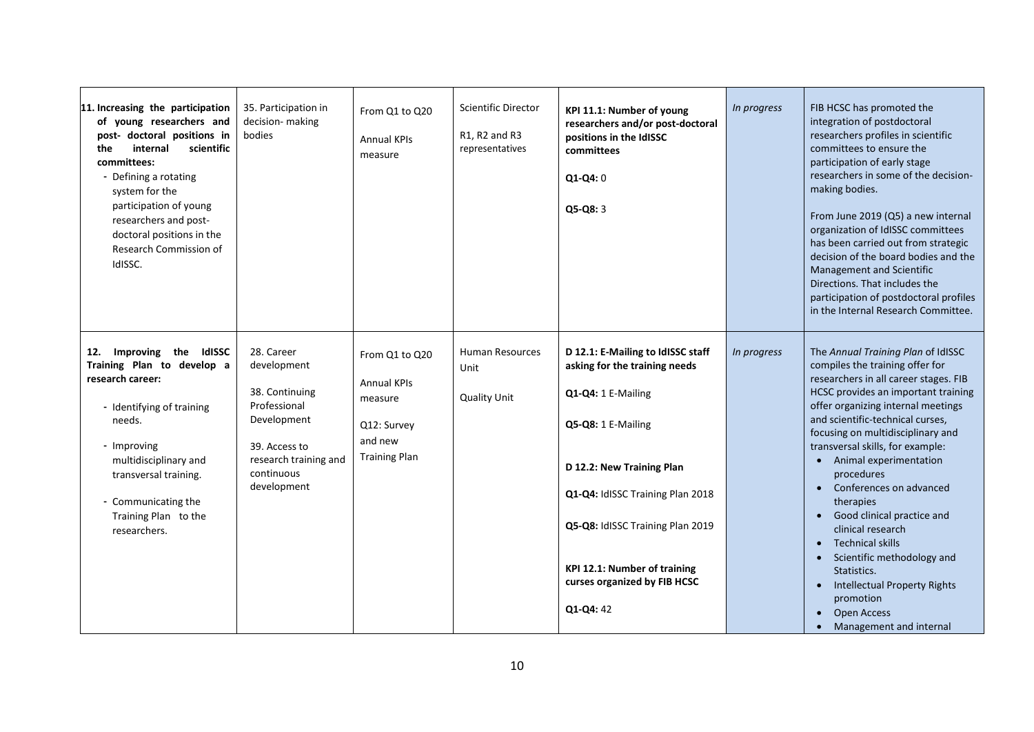| | | | | | | |
|---|---|---|---|---|---|---|
| **11. Increasing the participation of young researchers and post- doctoral positions in the internal scientific committees:**<br>- Defining a rotating system for the participation of young researchers and post-doctoral positions in the Research Commission of IdISSC. | 35. Participation in decision- making bodies | From Q1 to Q20<br><br>Annual KPIs measure | Scientific Director<br><br>R1, R2 and R3 representatives | **KPI 11.1: Number of young researchers and/or post-doctoral positions in the IdISSC committees**<br><br>**Q1-Q4:** 0<br><br>**Q5-Q8:** 3 | *In progress* | FIB HCSC has promoted the integration of postdoctoral researchers profiles in scientific committees to ensure the participation of early stage researchers in some of the decision-making bodies.<br><br>From June 2019 (Q5) a new internal organization of IdISSC committees has been carried out from strategic decision of the board bodies and the Management and Scientific Directions. That includes the participation of postdoctoral profiles in the Internal Research Committee. |
| **12. Improving the IdISSC Training Plan to develop a research career:**<br><br>- Identifying of training needs.<br><br>- Improving multidisciplinary and transversal training.<br><br>- Communicating the Training Plan to the researchers. | 28. Career development<br><br>38. Continuing Professional Development<br><br>39. Access to research training and continuous development | From Q1 to Q20<br><br>Annual KPIs measure<br><br>Q12: Survey and new Training Plan | Human Resources Unit<br><br>Quality Unit | **D 12.1: E-Mailing to IdISSC staff asking for the training needs**<br><br>**Q1-Q4:** 1 E-Mailing<br><br>**Q5-Q8:** 1 E-Mailing<br><br>**D 12.2: New Training Plan**<br><br>**Q1-Q4:** IdISSC Training Plan 2018<br><br>**Q5-Q8:** IdISSC Training Plan 2019<br><br>**KPI 12.1: Number of training curses organized by FIB HCSC**<br><br>**Q1-Q4:** 42 | *In progress* | The *Annual Training Plan* of IdISSC compiles the training offer for researchers in all career stages. FIB HCSC provides an important training offer organizing internal meetings and scientific-technical curses, focusing on multidisciplinary and transversal skills, for example:<br>• Animal experimentation procedures<br>• Conferences on advanced therapies<br>• Good clinical practice and clinical research<br>• Technical skills<br>• Scientific methodology and Statistics.<br>• Intellectual Property Rights promotion<br>• Open Access<br>• Management and internal |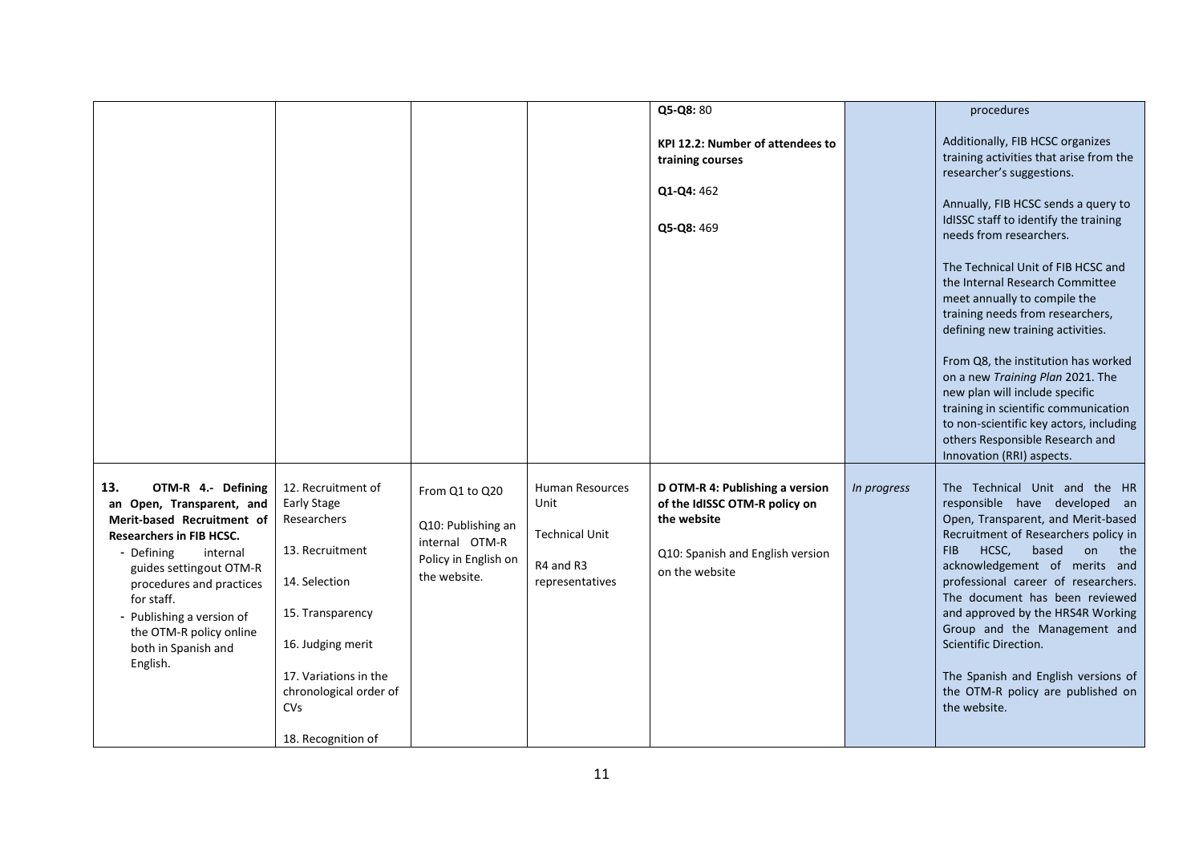| | | | | | | |
|---|---|---|---|---|---|---|
| | | | | **Q5-Q8:** 80<br><br>**KPI 12.2: Number of attendees to training courses**<br><br>**Q1-Q4:** 462<br><br>**Q5-Q8:** 469 | | procedures<br><br>Additionally, FIB HCSC organizes training activities that arise from the researcher's suggestions.<br><br>Annually, FIB HCSC sends a query to IdISSC staff to identify the training needs from researchers.<br><br>The Technical Unit of FIB HCSC and the Internal Research Committee meet annually to compile the training needs from researchers, defining new training activities.<br><br>From Q8, the institution has worked on a new *Training Plan* 2021. The new plan will include specific training in scientific communication to non-scientific key actors, including others Responsible Research and Innovation (RRI) aspects. |
| **13. OTM-R 4.- Defining an Open, Transparent, and Merit-based Recruitment of Researchers in FIB HCSC.**<br>- Defining internal guides settingout OTM-R procedures and practices for staff.<br>- Publishing a version of the OTM-R policy online both in Spanish and English. | 12. Recruitment of Early Stage Researchers<br><br>13. Recruitment<br><br>14. Selection<br><br>15. Transparency<br><br>16. Judging merit<br><br>17. Variations in the chronological order of CVs<br><br>18. Recognition of | From Q1 to Q20<br><br>Q10: Publishing an internal OTM-R Policy in English on the website. | Human Resources Unit<br><br>Technical Unit<br><br>R4 and R3 representatives | **D OTM-R 4: Publishing a version of the IdISSC OTM-R policy on the website**<br><br>Q10: Spanish and English version on the website | *In progress* | The Technical Unit and the HR responsible have developed an Open, Transparent, and Merit-based Recruitment of Researchers policy in FIB HCSC, based on the acknowledgement of merits and professional career of researchers. The document has been reviewed and approved by the HRS4R Working Group and the Management and Scientific Direction.<br><br>The Spanish and English versions of the OTM-R policy are published on the website. |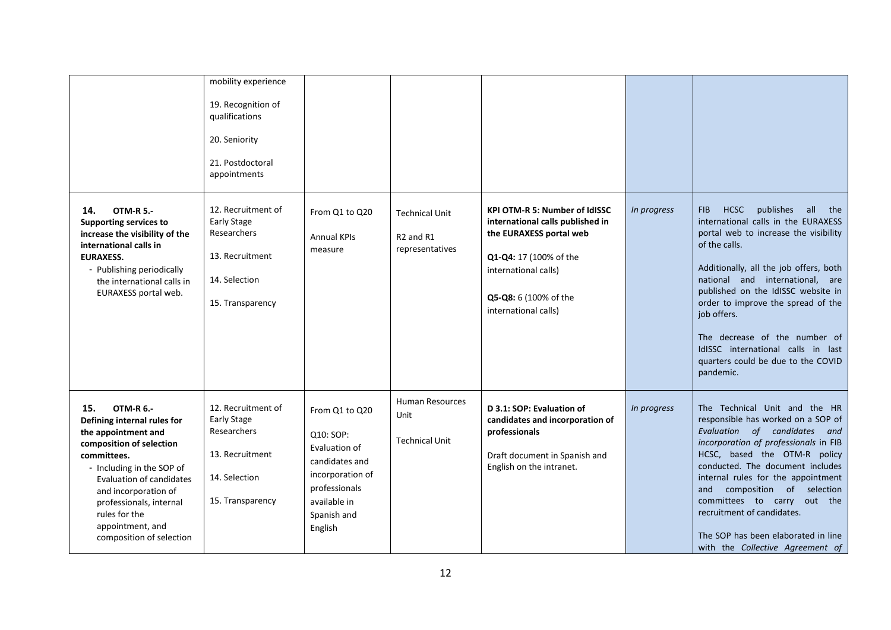| | | | | | | |
|---|---|---|---|---|---|---|
| | mobility experience<br><br>19. Recognition of qualifications<br><br>20. Seniority<br><br>21. Postdoctoral appointments | | | | | |
| **14. OTM-R 5.- Supporting services to increase the visibility of the international calls in EURAXESS.**<br>- Publishing periodically the international calls in EURAXESS portal web. | 12. Recruitment of Early Stage Researchers<br><br>13. Recruitment<br><br>14. Selection<br><br>15. Transparency | From Q1 to Q20<br><br>Annual KPIs measure | Technical Unit<br><br>R2 and R1 representatives | **KPI OTM-R 5: Number of IdISSC international calls published in the EURAXESS portal web**<br><br>**Q1-Q4:** 17 (100% of the international calls)<br><br>**Q5-Q8:** 6 (100% of the international calls) | *In progress* | FIB HCSC publishes all the international calls in the EURAXESS portal web to increase the visibility of the calls.<br><br>Additionally, all the job offers, both national and international, are published on the IdISSC website in order to improve the spread of the job offers.<br><br>The decrease of the number of IdISSC international calls in last quarters could be due to the COVID pandemic. |
| **15. OTM-R 6.- Defining internal rules for the appointment and composition of selection committees.**<br>- Including in the SOP of Evaluation of candidates and incorporation of professionals, internal rules for the appointment, and composition of selection | 12. Recruitment of Early Stage Researchers<br><br>13. Recruitment<br><br>14. Selection<br><br>15. Transparency | From Q1 to Q20<br><br>Q10: SOP: Evaluation of candidates and incorporation of professionals available in Spanish and English | Human Resources Unit<br><br>Technical Unit | **D 3.1: SOP: Evaluation of candidates and incorporation of professionals**<br><br>Draft document in Spanish and English on the intranet. | *In progress* | The Technical Unit and the HR responsible has worked on a SOP of *Evaluation of candidates and incorporation of professionals* in FIB HCSC, based the OTM-R policy conducted. The document includes internal rules for the appointment and composition of selection committees to carry out the recruitment of candidates.<br><br>The SOP has been elaborated in line with the *Collective Agreement of* |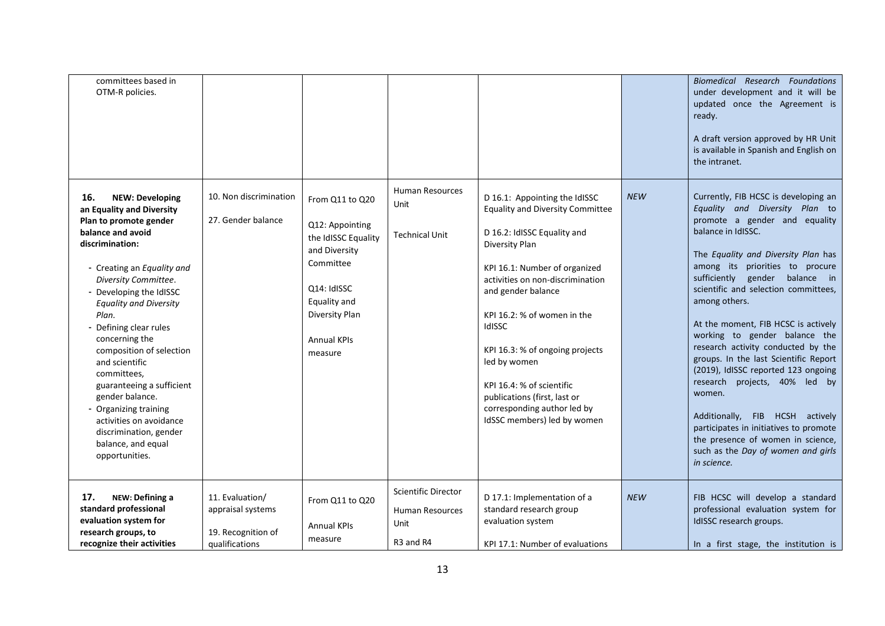| | | | | | | |
|---|---|---|---|---|---|---|
| committees based in OTM-R policies. | | | | | | *Biomedical Research Foundations* under development and it will be updated once the Agreement is ready.<br><br>A draft version approved by HR Unit is available in Spanish and English on the intranet. |
| **16. NEW: Developing an Equality and Diversity Plan to promote gender balance and avoid discrimination:**<br>- Creating an *Equality and Diversity Committee*.<br>- Developing the IdISSC *Equality and Diversity Plan*.<br>- Defining clear rules concerning the composition of selection and scientific committees, guaranteeing a sufficient gender balance.<br>- Organizing training activities on avoidance discrimination, gender balance, and equal opportunities. | 10. Non discrimination<br><br>27. Gender balance | From Q11 to Q20<br><br>Q12: Appointing the IdISSC Equality and Diversity Committee<br><br>Q14: IdISSC Equality and Diversity Plan<br><br>Annual KPIs measure | Human Resources Unit<br><br>Technical Unit | D 16.1: Appointing the IdISSC Equality and Diversity Committee<br><br>D 16.2: IdISSC Equality and Diversity Plan<br><br>KPI 16.1: Number of organized activities on non-discrimination and gender balance<br><br>KPI 16.2: % of women in the IdISSC<br><br>KPI 16.3: % of ongoing projects led by women<br><br>KPI 16.4: % of scientific publications (first, last or corresponding author led by IdSSC members) led by women | *NEW* | Currently, FIB HCSC is developing an *Equality and Diversity Plan* to promote a gender and equality balance in IdISSC.<br><br>The *Equality and Diversity Plan* has among its priorities to procure sufficiently gender balance in scientific and selection committees, among others.<br><br>At the moment, FIB HCSC is actively working to gender balance the research activity conducted by the groups. In the last Scientific Report (2019), IdISSC reported 123 ongoing research projects, 40% led by women.<br><br>Additionally, FIB HCSH actively participates in initiatives to promote the presence of women in science, such as the *Day of women and girls in science.* |
| **17. NEW: Defining a standard professional evaluation system for research groups, to recognize their activities** | 11. Evaluation/ appraisal systems<br><br>19. Recognition of qualifications | From Q11 to Q20<br><br>Annual KPIs measure | Scientific Director<br><br>Human Resources Unit<br><br>R3 and R4 | D 17.1: Implementation of a standard research group evaluation system<br><br>KPI 17.1: Number of evaluations | *NEW* | FIB HCSC will develop a standard professional evaluation system for IdISSC research groups.<br><br>In a first stage, the institution is |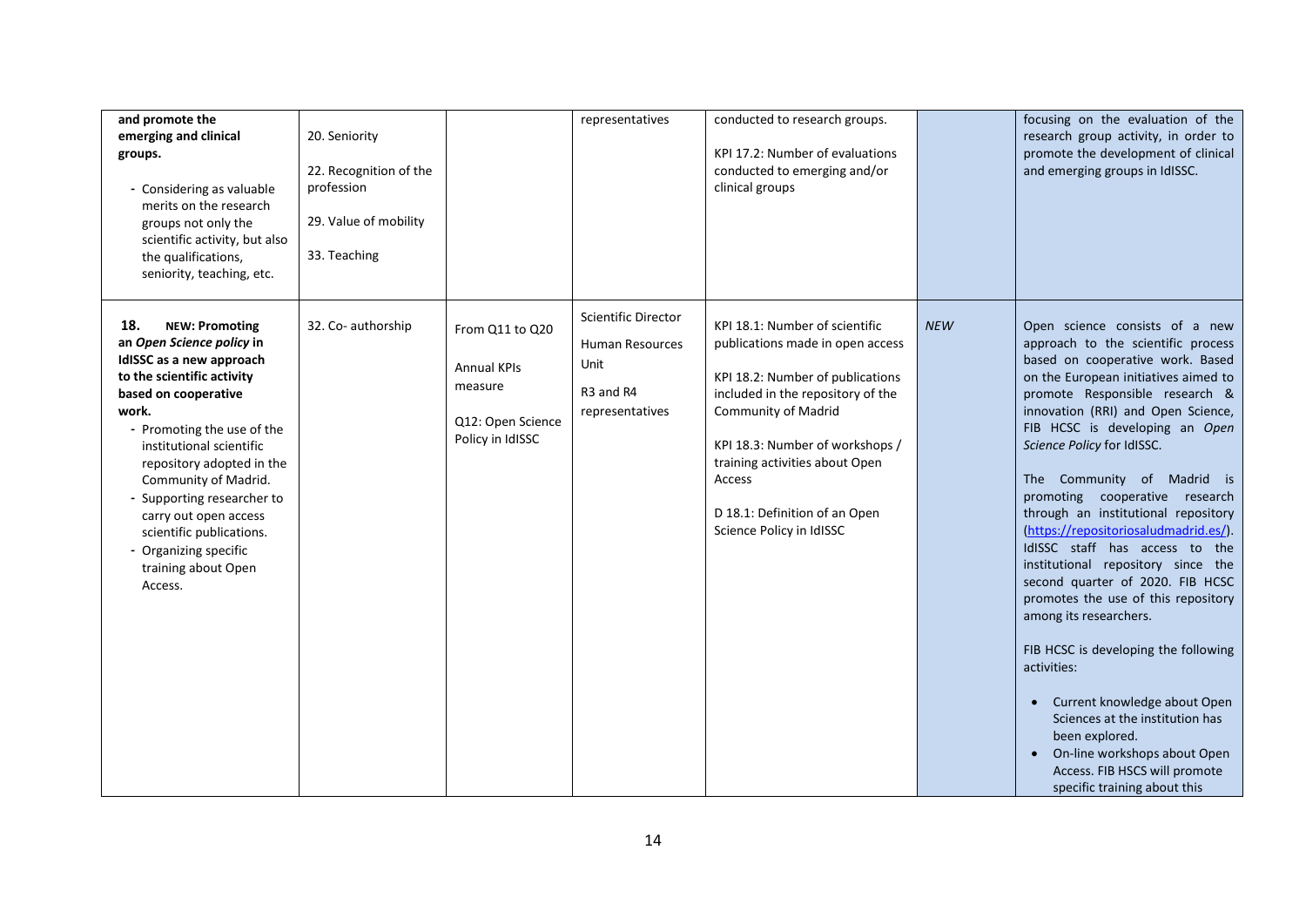| | | | | | | |
|---|---|---|---|---|---|---|
| **and promote the emerging and clinical groups.**<br>- Considering as valuable merits on the research groups not only the scientific activity, but also the qualifications, seniority, teaching, etc. | 20. Seniority<br><br>22. Recognition of the profession<br><br>29. Value of mobility<br><br>33. Teaching | | representatives | conducted to research groups.<br><br>KPI 17.2: Number of evaluations conducted to emerging and/or clinical groups | | focusing on the evaluation of the research group activity, in order to promote the development of clinical and emerging groups in IdISSC. |
| **18. NEW: Promoting an *Open Science policy* in IdISSC as a new approach to the scientific activity based on cooperative work.**<br>- Promoting the use of the institutional scientific repository adopted in the Community of Madrid.<br>- Supporting researcher to carry out open access scientific publications.<br>- Organizing specific training about Open Access. | 32. Co- authorship | From Q11 to Q20<br><br>Annual KPIs measure<br><br>Q12: Open Science Policy in IdISSC | Scientific Director<br><br>Human Resources Unit<br><br>R3 and R4 representatives | KPI 18.1: Number of scientific publications made in open access<br><br>KPI 18.2: Number of publications included in the repository of the Community of Madrid<br><br>KPI 18.3: Number of workshops / training activities about Open Access<br><br>D 18.1: Definition of an Open Science Policy in IdISSC | *NEW* | Open science consists of a new approach to the scientific process based on cooperative work. Based on the European initiatives aimed to promote Responsible research & innovation (RRI) and Open Science, FIB HCSC is developing an *Open Science Policy* for IdISSC.<br><br>The Community of Madrid is promoting cooperative research through an institutional repository (https://repositoriosaludmadrid.es/). IdISSC staff has access to the institutional repository since the second quarter of 2020. FIB HCSC promotes the use of this repository among its researchers.<br><br>FIB HCSC is developing the following activities:<br><br>• Current knowledge about Open Sciences at the institution has been explored.<br>• On-line workshops about Open Access. FIB HSCS will promote specific training about this |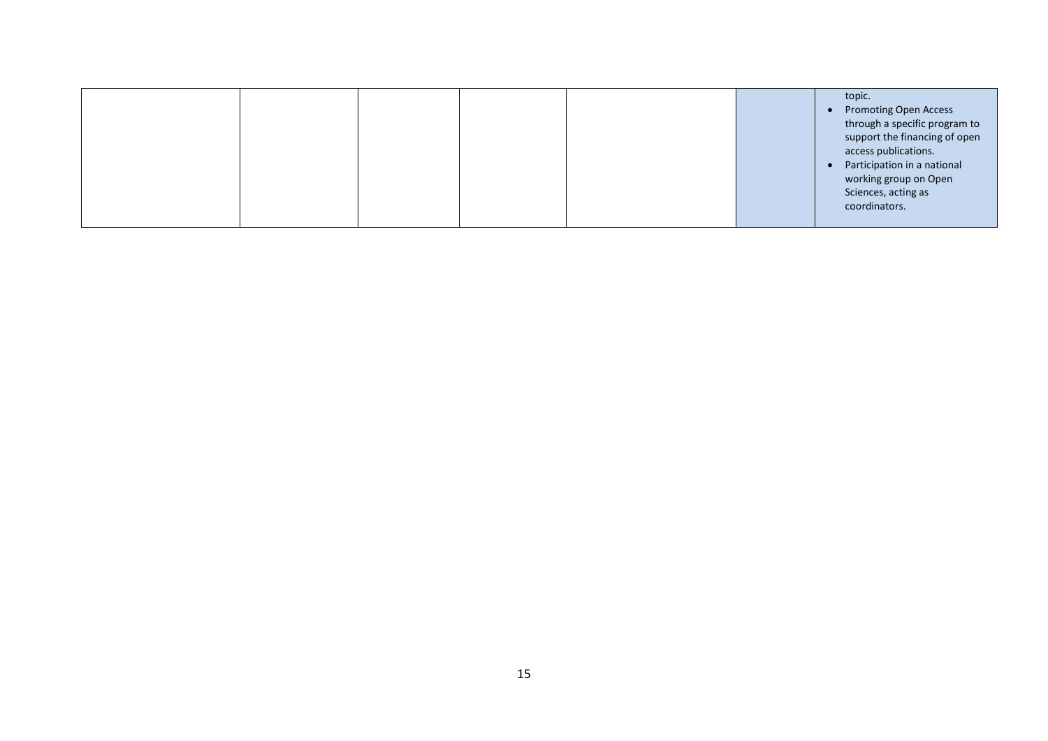|  |  |  |  |  |  | topic.<br>• Promoting Open Access through a specific program to support the financing of open access publications.<br>• Participation in a national working group on Open Sciences, acting as coordinators. |
|---|---|---|---|---|---|---|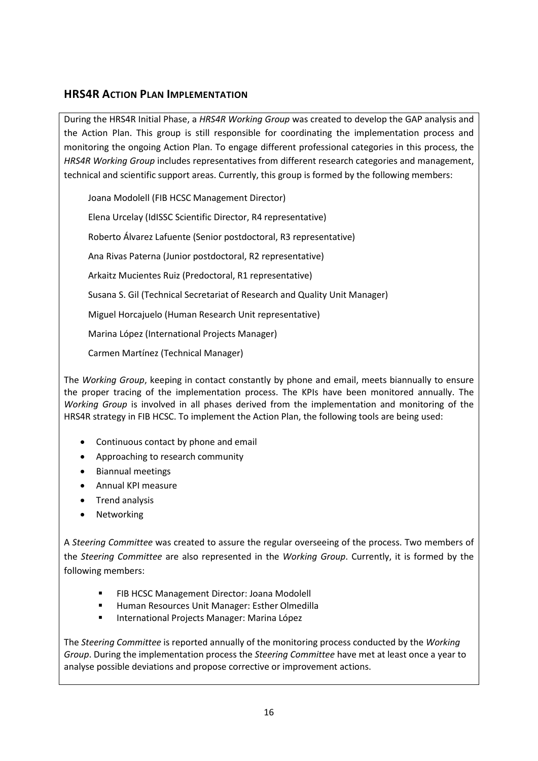## HRS4R Action Plan Implementation

During the HRS4R Initial Phase, a *HRS4R Working Group* was created to develop the GAP analysis and the Action Plan. This group is still responsible for coordinating the implementation process and monitoring the ongoing Action Plan. To engage different professional categories in this process, the *HRS4R Working Group* includes representatives from different research categories and management, technical and scientific support areas. Currently, this group is formed by the following members:

Joana Modolell (FIB HCSC Management Director)

Elena Urcelay (IdISSC Scientific Director, R4 representative)

Roberto Álvarez Lafuente (Senior postdoctoral, R3 representative)

Ana Rivas Paterna (Junior postdoctoral, R2 representative)

Arkaitz Mucientes Ruiz (Predoctoral, R1 representative)

Susana S. Gil (Technical Secretariat of Research and Quality Unit Manager)

Miguel Horcajuelo (Human Research Unit representative)

Marina López (International Projects Manager)

Carmen Martínez (Technical Manager)

The *Working Group*, keeping in contact constantly by phone and email, meets biannually to ensure the proper tracing of the implementation process. The KPIs have been monitored annually. The *Working Group* is involved in all phases derived from the implementation and monitoring of the HRS4R strategy in FIB HCSC. To implement the Action Plan, the following tools are being used:

- Continuous contact by phone and email
- Approaching to research community
- Biannual meetings
- Annual KPI measure
- Trend analysis
- Networking

A *Steering Committee* was created to assure the regular overseeing of the process. Two members of the *Steering Committee* are also represented in the *Working Group*. Currently, it is formed by the following members:

- FIB HCSC Management Director: Joana Modolell
- Human Resources Unit Manager: Esther Olmedilla
- International Projects Manager: Marina López

The *Steering Committee* is reported annually of the monitoring process conducted by the *Working Group*. During the implementation process the *Steering Committee* have met at least once a year to analyse possible deviations and propose corrective or improvement actions.